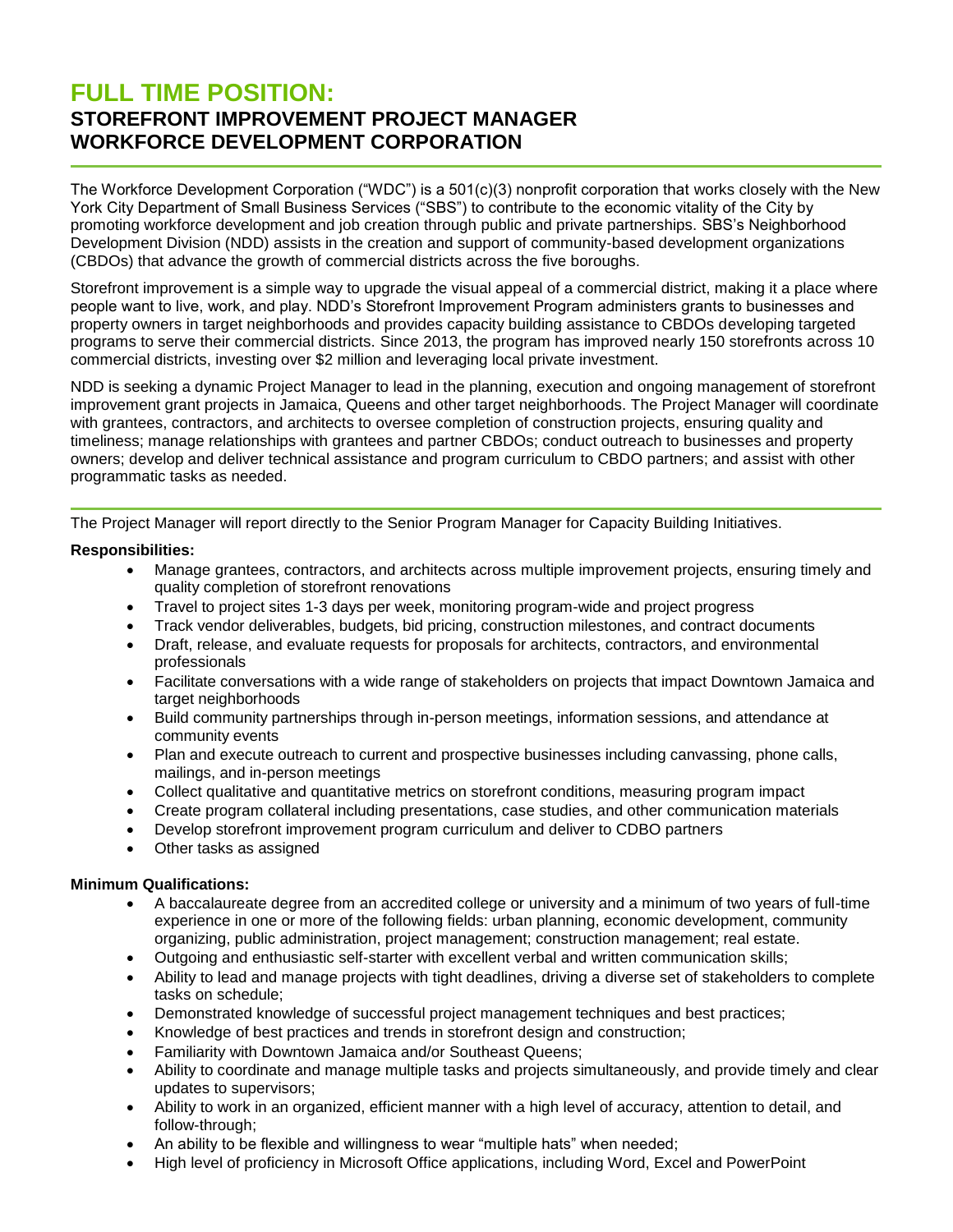# FULL TIME POSITION:
## STOREFRONT IMPROVEMENT PROJECT MANAGER
## WORKFORCE DEVELOPMENT CORPORATION

The Workforce Development Corporation ("WDC") is a 501(c)(3) nonprofit corporation that works closely with the New York City Department of Small Business Services ("SBS") to contribute to the economic vitality of the City by promoting workforce development and job creation through public and private partnerships. SBS's Neighborhood Development Division (NDD) assists in the creation and support of community-based development organizations (CBDOs) that advance the growth of commercial districts across the five boroughs.

Storefront improvement is a simple way to upgrade the visual appeal of a commercial district, making it a place where people want to live, work, and play. NDD's Storefront Improvement Program administers grants to businesses and property owners in target neighborhoods and provides capacity building assistance to CBDOs developing targeted programs to serve their commercial districts. Since 2013, the program has improved nearly 150 storefronts across 10 commercial districts, investing over $2 million and leveraging local private investment.

NDD is seeking a dynamic Project Manager to lead in the planning, execution and ongoing management of storefront improvement grant projects in Jamaica, Queens and other target neighborhoods. The Project Manager will coordinate with grantees, contractors, and architects to oversee completion of construction projects, ensuring quality and timeliness; manage relationships with grantees and partner CBDOs; conduct outreach to businesses and property owners; develop and deliver technical assistance and program curriculum to CBDO partners; and assist with other programmatic tasks as needed.

---

The Project Manager will report directly to the Senior Program Manager for Capacity Building Initiatives.

**Responsibilities:**

- Manage grantees, contractors, and architects across multiple improvement projects, ensuring timely and quality completion of storefront renovations
- Travel to project sites 1-3 days per week, monitoring program-wide and project progress
- Track vendor deliverables, budgets, bid pricing, construction milestones, and contract documents
- Draft, release, and evaluate requests for proposals for architects, contractors, and environmental professionals
- Facilitate conversations with a wide range of stakeholders on projects that impact Downtown Jamaica and target neighborhoods
- Build community partnerships through in-person meetings, information sessions, and attendance at community events
- Plan and execute outreach to current and prospective businesses including canvassing, phone calls, mailings, and in-person meetings
- Collect qualitative and quantitative metrics on storefront conditions, measuring program impact
- Create program collateral including presentations, case studies, and other communication materials
- Develop storefront improvement program curriculum and deliver to CDBO partners
- Other tasks as assigned

**Minimum Qualifications:**

- A baccalaureate degree from an accredited college or university and a minimum of two years of full-time experience in one or more of the following fields: urban planning, economic development, community organizing, public administration, project management; construction management; real estate.
- Outgoing and enthusiastic self-starter with excellent verbal and written communication skills;
- Ability to lead and manage projects with tight deadlines, driving a diverse set of stakeholders to complete tasks on schedule;
- Demonstrated knowledge of successful project management techniques and best practices;
- Knowledge of best practices and trends in storefront design and construction;
- Familiarity with Downtown Jamaica and/or Southeast Queens;
- Ability to coordinate and manage multiple tasks and projects simultaneously, and provide timely and clear updates to supervisors;
- Ability to work in an organized, efficient manner with a high level of accuracy, attention to detail, and follow-through;
- An ability to be flexible and willingness to wear "multiple hats" when needed;
- High level of proficiency in Microsoft Office applications, including Word, Excel and PowerPoint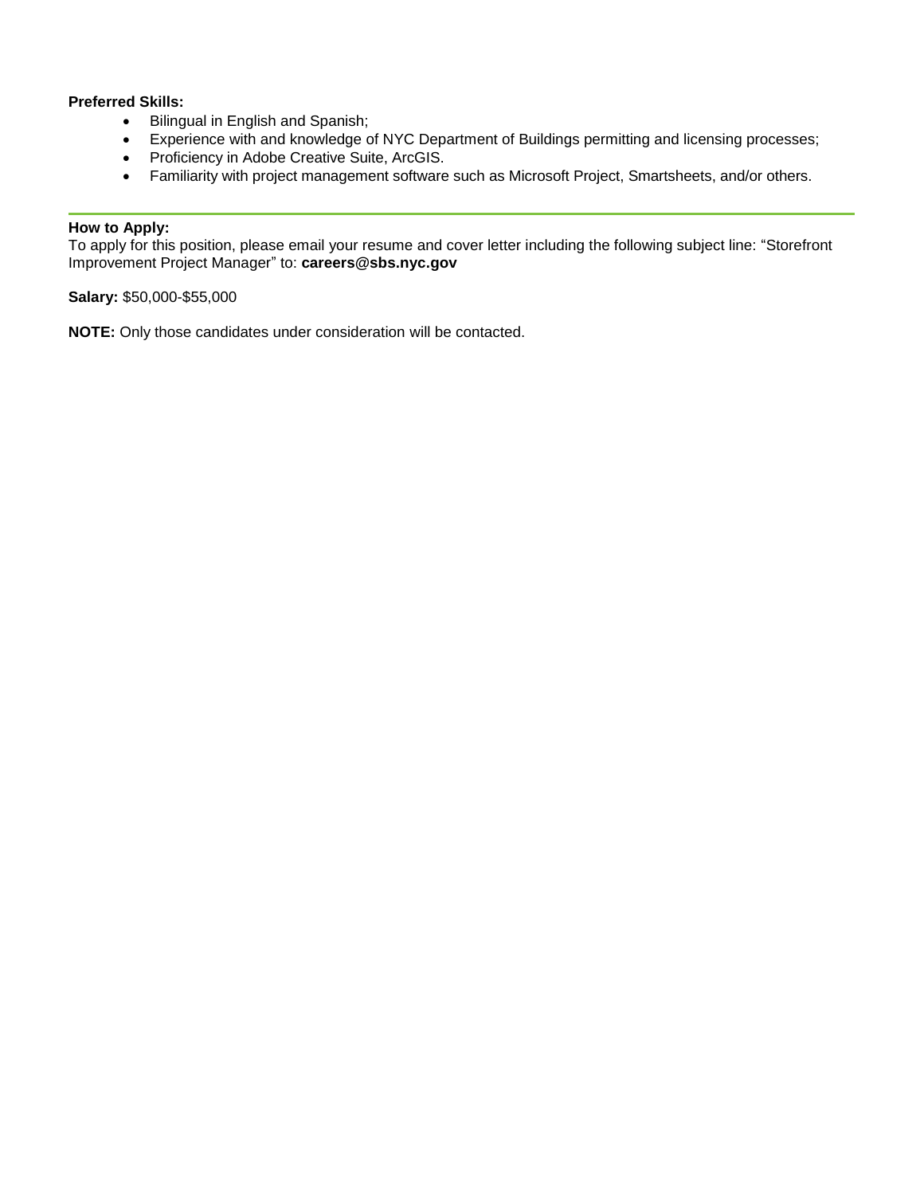**Preferred Skills:**

- Bilingual in English and Spanish;
- Experience with and knowledge of NYC Department of Buildings permitting and licensing processes;
- Proficiency in Adobe Creative Suite, ArcGIS.
- Familiarity with project management software such as Microsoft Project, Smartsheets, and/or others.

---

**How to Apply:**
To apply for this position, please email your resume and cover letter including the following subject line: "Storefront Improvement Project Manager" to: **careers@sbs.nyc.gov**

**Salary:** $50,000-$55,000

**NOTE:** Only those candidates under consideration will be contacted.